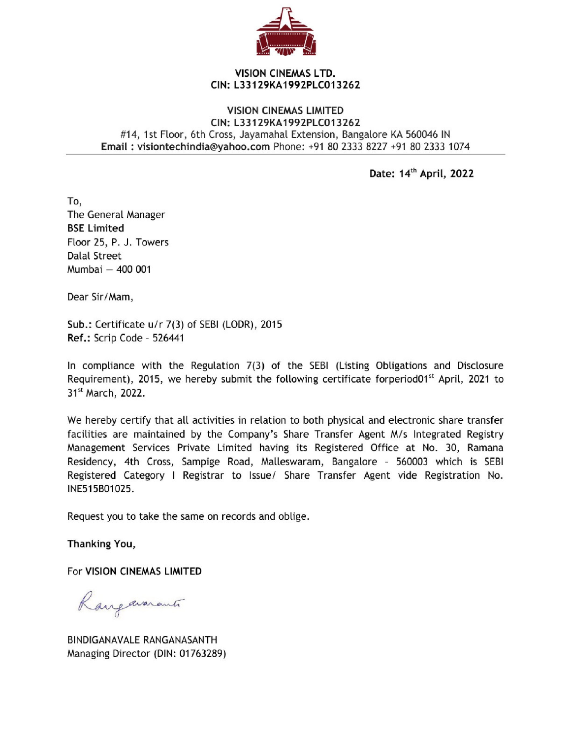**VISION CINEMAS LTD.**
**CIN: L33129KA1992PLC013262**

**VISION CINEMAS LIMITED**
**CIN: L33129KA1992PLC013262**
#14, 1st Floor, 6th Cross, Jayamahal Extension, Bangalore KA 560046 IN
**Email : visiontechindia@yahoo.com** Phone: +91 80 2333 8227 +91 80 2333 1074

---

**Date: 14th April, 2022**

To,
The General Manager
**BSE Limited**
Floor 25, P. J. Towers
Dalal Street
Mumbai – 400 001

Dear Sir/Mam,

**Sub.:** Certificate u/r 7(3) of SEBI (LODR), 2015
**Ref.:** Scrip Code - 526441

In compliance with the Regulation 7(3) of the SEBI (Listing Obligations and Disclosure Requirement), 2015, we hereby submit the following certificate forperiod01st April, 2021 to 31st March, 2022.

We hereby certify that all activities in relation to both physical and electronic share transfer facilities are maintained by the Company's Share Transfer Agent M/s Integrated Registry Management Services Private Limited having its Registered Office at No. 30, Ramana Residency, 4th Cross, Sampige Road, Malleswaram, Bangalore - 560003 which is SEBI Registered Category I Registrar to Issue/ Share Transfer Agent vide Registration No. INE515B01025.

Request you to take the same on records and oblige.

**Thanking You,**

For **VISION CINEMAS LIMITED**

BINDIGANAVALE RANGANASANTH
Managing Director (DIN: 01763289)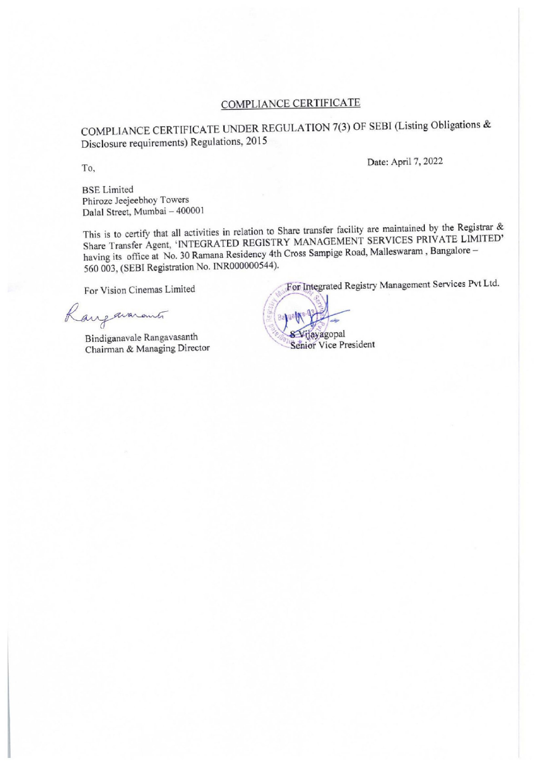# COMPLIANCE CERTIFICATE

COMPLIANCE CERTIFICATE UNDER REGULATION 7(3) OF SEBI (Listing Obligations & Disclosure requirements) Regulations, 2015

To,

Date: April 7, 2022

BSE Limited
Phiroze Jeejeebhoy Towers
Dalal Street, Mumbai – 400001

This is to certify that all activities in relation to Share transfer facility are maintained by the Registrar & Share Transfer Agent, 'INTEGRATED REGISTRY MANAGEMENT SERVICES PRIVATE LIMITED' having its office at No. 30 Ramana Residency 4th Cross Sampige Road, Malleswaram , Bangalore – 560 003, (SEBI Registration No. INR000000544).

For Vision Cinemas Limited

Bindiganavale Rangavasanth
Chairman & Managing Director

For Integrated Registry Management Services Pvt Ltd.

S Vijayagopal
Senior Vice President